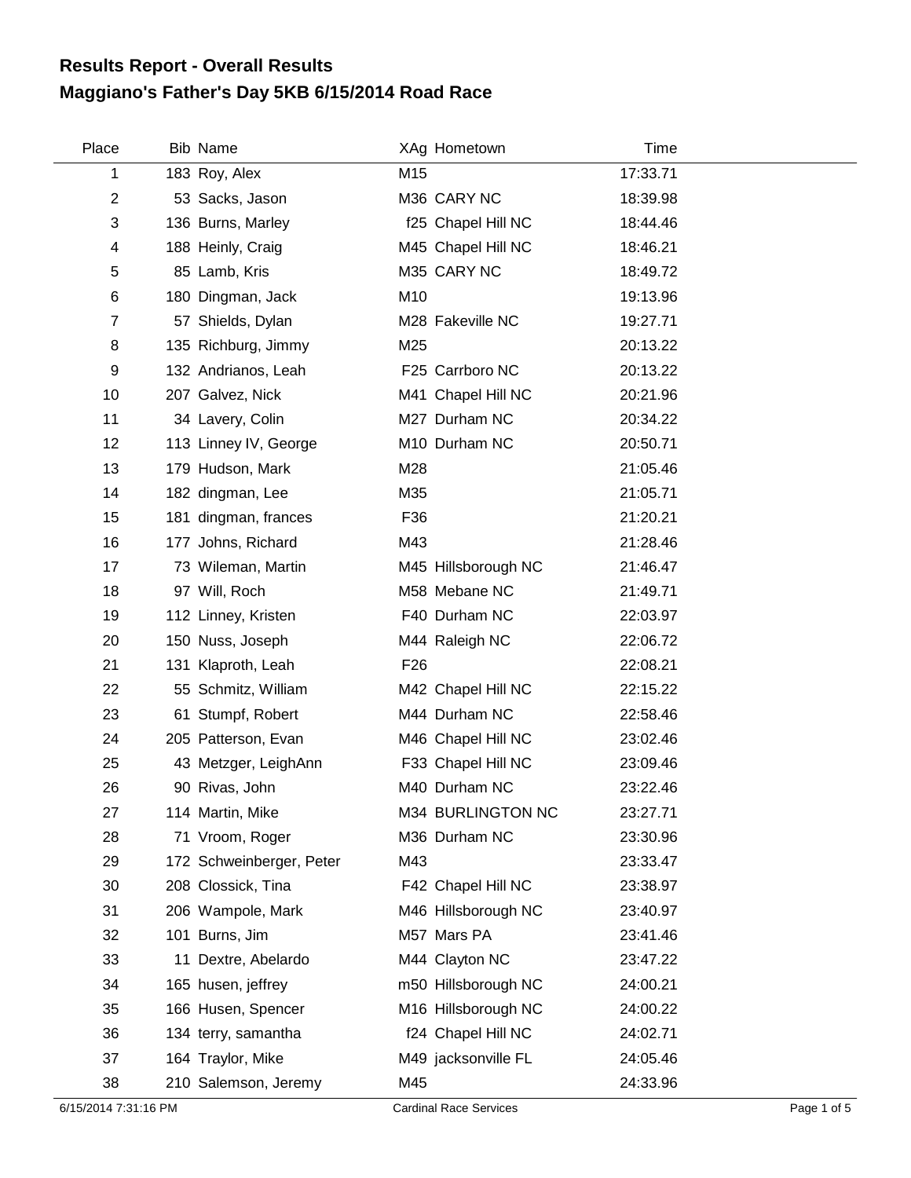# Results Report - Overall Results
## Maggiano's Father's Day 5KB 6/15/2014 Road Race

| Place | Bib | Name | XAg | Hometown | Time |
|---|---|---|---|---|---|
| 1 | 183 | Roy, Alex | M15 | | 17:33.71 |
| 2 | 53 | Sacks, Jason | M36 | CARY NC | 18:39.98 |
| 3 | 136 | Burns, Marley | f25 | Chapel Hill NC | 18:44.46 |
| 4 | 188 | Heinly, Craig | M45 | Chapel Hill NC | 18:46.21 |
| 5 | 85 | Lamb, Kris | M35 | CARY NC | 18:49.72 |
| 6 | 180 | Dingman, Jack | M10 | | 19:13.96 |
| 7 | 57 | Shields, Dylan | M28 | Fakeville NC | 19:27.71 |
| 8 | 135 | Richburg, Jimmy | M25 | | 20:13.22 |
| 9 | 132 | Andrianos, Leah | F25 | Carrboro NC | 20:13.22 |
| 10 | 207 | Galvez, Nick | M41 | Chapel Hill NC | 20:21.96 |
| 11 | 34 | Lavery, Colin | M27 | Durham NC | 20:34.22 |
| 12 | 113 | Linney IV, George | M10 | Durham NC | 20:50.71 |
| 13 | 179 | Hudson, Mark | M28 | | 21:05.46 |
| 14 | 182 | dingman, Lee | M35 | | 21:05.71 |
| 15 | 181 | dingman, frances | F36 | | 21:20.21 |
| 16 | 177 | Johns, Richard | M43 | | 21:28.46 |
| 17 | 73 | Wileman, Martin | M45 | Hillsborough NC | 21:46.47 |
| 18 | 97 | Will, Roch | M58 | Mebane NC | 21:49.71 |
| 19 | 112 | Linney, Kristen | F40 | Durham NC | 22:03.97 |
| 20 | 150 | Nuss, Joseph | M44 | Raleigh NC | 22:06.72 |
| 21 | 131 | Klaproth, Leah | F26 | | 22:08.21 |
| 22 | 55 | Schmitz, William | M42 | Chapel Hill NC | 22:15.22 |
| 23 | 61 | Stumpf, Robert | M44 | Durham NC | 22:58.46 |
| 24 | 205 | Patterson, Evan | M46 | Chapel Hill NC | 23:02.46 |
| 25 | 43 | Metzger, LeighAnn | F33 | Chapel Hill NC | 23:09.46 |
| 26 | 90 | Rivas, John | M40 | Durham NC | 23:22.46 |
| 27 | 114 | Martin, Mike | M34 | BURLINGTON NC | 23:27.71 |
| 28 | 71 | Vroom, Roger | M36 | Durham NC | 23:30.96 |
| 29 | 172 | Schweinberger, Peter | M43 | | 23:33.47 |
| 30 | 208 | Clossick, Tina | F42 | Chapel Hill NC | 23:38.97 |
| 31 | 206 | Wampole, Mark | M46 | Hillsborough NC | 23:40.97 |
| 32 | 101 | Burns, Jim | M57 | Mars PA | 23:41.46 |
| 33 | 11 | Dextre, Abelardo | M44 | Clayton NC | 23:47.22 |
| 34 | 165 | husen, jeffrey | m50 | Hillsborough NC | 24:00.21 |
| 35 | 166 | Husen, Spencer | M16 | Hillsborough NC | 24:00.22 |
| 36 | 134 | terry, samantha | f24 | Chapel Hill NC | 24:02.71 |
| 37 | 164 | Traylor, Mike | M49 | jacksonville FL | 24:05.46 |
| 38 | 210 | Salemson, Jeremy | M45 | | 24:33.96 |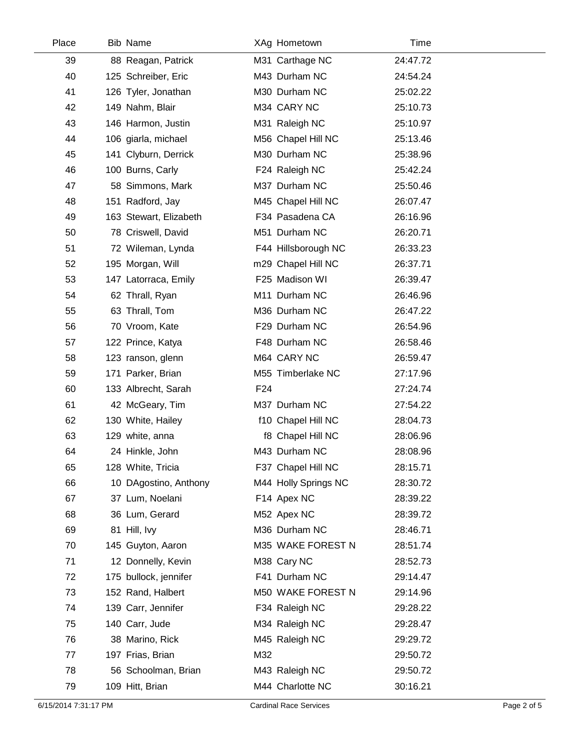| Place | Bib | Name | XAg | Hometown | Time |
|---|---|---|---|---|---|
| 39 | 88 | Reagan, Patrick | M31 | Carthage NC | 24:47.72 |
| 40 | 125 | Schreiber, Eric | M43 | Durham NC | 24:54.24 |
| 41 | 126 | Tyler, Jonathan | M30 | Durham NC | 25:02.22 |
| 42 | 149 | Nahm, Blair | M34 | CARY NC | 25:10.73 |
| 43 | 146 | Harmon, Justin | M31 | Raleigh NC | 25:10.97 |
| 44 | 106 | giarla, michael | M56 | Chapel Hill NC | 25:13.46 |
| 45 | 141 | Clyburn, Derrick | M30 | Durham NC | 25:38.96 |
| 46 | 100 | Burns, Carly | F24 | Raleigh NC | 25:42.24 |
| 47 | 58 | Simmons, Mark | M37 | Durham NC | 25:50.46 |
| 48 | 151 | Radford, Jay | M45 | Chapel Hill NC | 26:07.47 |
| 49 | 163 | Stewart, Elizabeth | F34 | Pasadena CA | 26:16.96 |
| 50 | 78 | Criswell, David | M51 | Durham NC | 26:20.71 |
| 51 | 72 | Wileman, Lynda | F44 | Hillsborough NC | 26:33.23 |
| 52 | 195 | Morgan, Will | m29 | Chapel Hill NC | 26:37.71 |
| 53 | 147 | Latorraca, Emily | F25 | Madison WI | 26:39.47 |
| 54 | 62 | Thrall, Ryan | M11 | Durham NC | 26:46.96 |
| 55 | 63 | Thrall, Tom | M36 | Durham NC | 26:47.22 |
| 56 | 70 | Vroom, Kate | F29 | Durham NC | 26:54.96 |
| 57 | 122 | Prince, Katya | F48 | Durham NC | 26:58.46 |
| 58 | 123 | ranson, glenn | M64 | CARY NC | 26:59.47 |
| 59 | 171 | Parker, Brian | M55 | Timberlake NC | 27:17.96 |
| 60 | 133 | Albrecht, Sarah | F24 | | 27:24.74 |
| 61 | 42 | McGeary, Tim | M37 | Durham NC | 27:54.22 |
| 62 | 130 | White, Hailey | f10 | Chapel Hill NC | 28:04.73 |
| 63 | 129 | white, anna | f8 | Chapel Hill NC | 28:06.96 |
| 64 | 24 | Hinkle, John | M43 | Durham NC | 28:08.96 |
| 65 | 128 | White, Tricia | F37 | Chapel Hill NC | 28:15.71 |
| 66 | 10 | DAgostino, Anthony | M44 | Holly Springs NC | 28:30.72 |
| 67 | 37 | Lum, Noelani | F14 | Apex NC | 28:39.22 |
| 68 | 36 | Lum, Gerard | M52 | Apex NC | 28:39.72 |
| 69 | 81 | Hill, Ivy | M36 | Durham NC | 28:46.71 |
| 70 | 145 | Guyton, Aaron | M35 | WAKE FOREST N | 28:51.74 |
| 71 | 12 | Donnelly, Kevin | M38 | Cary NC | 28:52.73 |
| 72 | 175 | bullock, jennifer | F41 | Durham NC | 29:14.47 |
| 73 | 152 | Rand, Halbert | M50 | WAKE FOREST N | 29:14.96 |
| 74 | 139 | Carr, Jennifer | F34 | Raleigh NC | 29:28.22 |
| 75 | 140 | Carr, Jude | M34 | Raleigh NC | 29:28.47 |
| 76 | 38 | Marino, Rick | M45 | Raleigh NC | 29:29.72 |
| 77 | 197 | Frias, Brian | M32 | | 29:50.72 |
| 78 | 56 | Schoolman, Brian | M43 | Raleigh NC | 29:50.72 |
| 79 | 109 | Hitt, Brian | M44 | Charlotte NC | 30:16.21 |

6/15/2014 7:31:17 PM Cardinal Race Services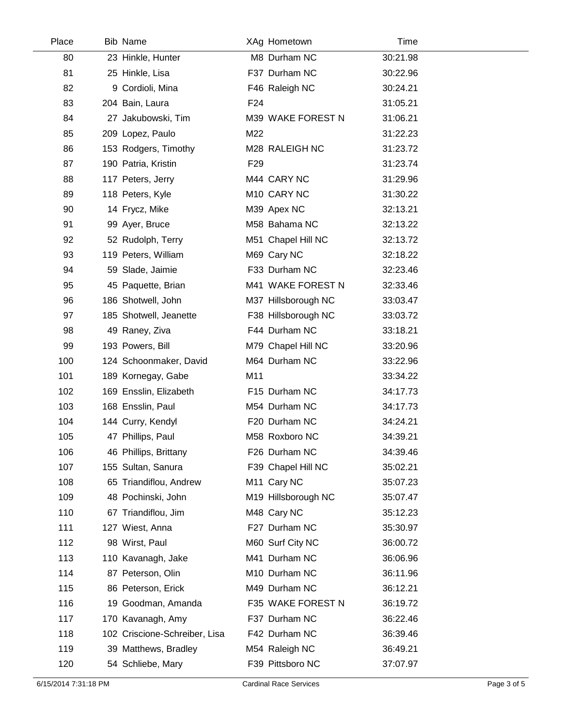| Place | Bib | Name | XAg | Hometown | Time |
|---|---|---|---|---|---|
| 80 | 23 | Hinkle, Hunter | M8 | Durham NC | 30:21.98 |
| 81 | 25 | Hinkle, Lisa | F37 | Durham NC | 30:22.96 |
| 82 | 9 | Cordioli, Mina | F46 | Raleigh NC | 30:24.21 |
| 83 | 204 | Bain, Laura | F24 | | 31:05.21 |
| 84 | 27 | Jakubowski, Tim | M39 | WAKE FOREST N | 31:06.21 |
| 85 | 209 | Lopez, Paulo | M22 | | 31:22.23 |
| 86 | 153 | Rodgers, Timothy | M28 | RALEIGH NC | 31:23.72 |
| 87 | 190 | Patria, Kristin | F29 | | 31:23.74 |
| 88 | 117 | Peters, Jerry | M44 | CARY NC | 31:29.96 |
| 89 | 118 | Peters, Kyle | M10 | CARY NC | 31:30.22 |
| 90 | 14 | Frycz, Mike | M39 | Apex NC | 32:13.21 |
| 91 | 99 | Ayer, Bruce | M58 | Bahama NC | 32:13.22 |
| 92 | 52 | Rudolph, Terry | M51 | Chapel Hill NC | 32:13.72 |
| 93 | 119 | Peters, William | M69 | Cary NC | 32:18.22 |
| 94 | 59 | Slade, Jaimie | F33 | Durham NC | 32:23.46 |
| 95 | 45 | Paquette, Brian | M41 | WAKE FOREST N | 32:33.46 |
| 96 | 186 | Shotwell, John | M37 | Hillsborough NC | 33:03.47 |
| 97 | 185 | Shotwell, Jeanette | F38 | Hillsborough NC | 33:03.72 |
| 98 | 49 | Raney, Ziva | F44 | Durham NC | 33:18.21 |
| 99 | 193 | Powers, Bill | M79 | Chapel Hill NC | 33:20.96 |
| 100 | 124 | Schoonmaker, David | M64 | Durham NC | 33:22.96 |
| 101 | 189 | Kornegay, Gabe | M11 | | 33:34.22 |
| 102 | 169 | Ensslin, Elizabeth | F15 | Durham NC | 34:17.73 |
| 103 | 168 | Ensslin, Paul | M54 | Durham NC | 34:17.73 |
| 104 | 144 | Curry, Kendyl | F20 | Durham NC | 34:24.21 |
| 105 | 47 | Phillips, Paul | M58 | Roxboro NC | 34:39.21 |
| 106 | 46 | Phillips, Brittany | F26 | Durham NC | 34:39.46 |
| 107 | 155 | Sultan, Sanura | F39 | Chapel Hill NC | 35:02.21 |
| 108 | 65 | Triandiflou, Andrew | M11 | Cary NC | 35:07.23 |
| 109 | 48 | Pochinski, John | M19 | Hillsborough NC | 35:07.47 |
| 110 | 67 | Triandiflou, Jim | M48 | Cary NC | 35:12.23 |
| 111 | 127 | Wiest, Anna | F27 | Durham NC | 35:30.97 |
| 112 | 98 | Wirst, Paul | M60 | Surf City NC | 36:00.72 |
| 113 | 110 | Kavanagh, Jake | M41 | Durham NC | 36:06.96 |
| 114 | 87 | Peterson, Olin | M10 | Durham NC | 36:11.96 |
| 115 | 86 | Peterson, Erick | M49 | Durham NC | 36:12.21 |
| 116 | 19 | Goodman, Amanda | F35 | WAKE FOREST N | 36:19.72 |
| 117 | 170 | Kavanagh, Amy | F37 | Durham NC | 36:22.46 |
| 118 | 102 | Criscione-Schreiber, Lisa | F42 | Durham NC | 36:39.46 |
| 119 | 39 | Matthews, Bradley | M54 | Raleigh NC | 36:49.21 |
| 120 | 54 | Schliebe, Mary | F39 | Pittsboro NC | 37:07.97 |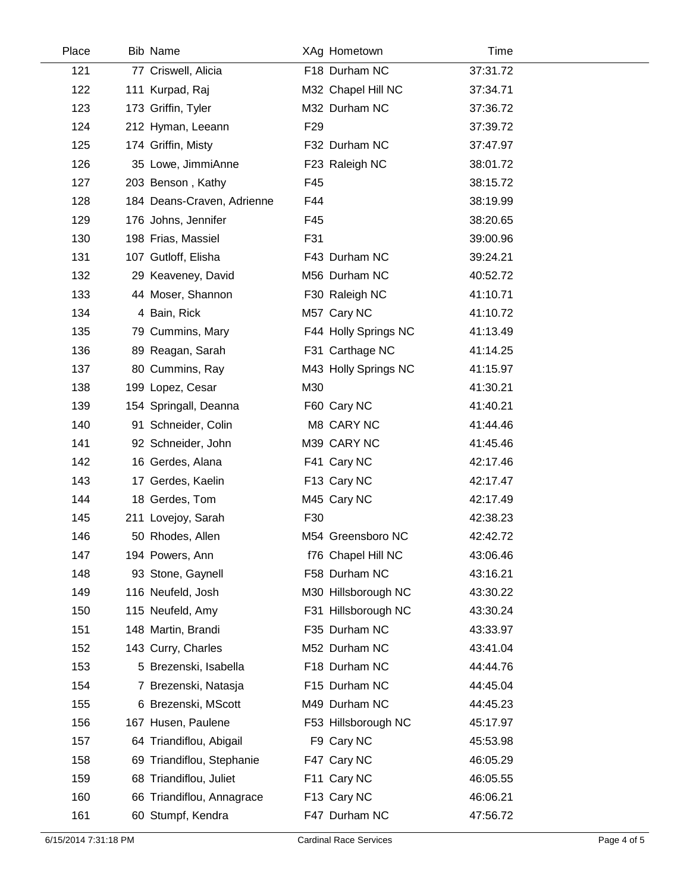| Place | Bib | Name | XAg | Hometown | Time |
|---|---|---|---|---|---|
| 121 | 77 | Criswell, Alicia | F18 | Durham NC | 37:31.72 |
| 122 | 111 | Kurpad, Raj | M32 | Chapel Hill NC | 37:34.71 |
| 123 | 173 | Griffin, Tyler | M32 | Durham NC | 37:36.72 |
| 124 | 212 | Hyman, Leeann | F29 | | 37:39.72 |
| 125 | 174 | Griffin, Misty | F32 | Durham NC | 37:47.97 |
| 126 | 35 | Lowe, JimmiAnne | F23 | Raleigh NC | 38:01.72 |
| 127 | 203 | Benson , Kathy | F45 | | 38:15.72 |
| 128 | 184 | Deans-Craven, Adrienne | F44 | | 38:19.99 |
| 129 | 176 | Johns, Jennifer | F45 | | 38:20.65 |
| 130 | 198 | Frias, Massiel | F31 | | 39:00.96 |
| 131 | 107 | Gutloff, Elisha | F43 | Durham NC | 39:24.21 |
| 132 | 29 | Keaveney, David | M56 | Durham NC | 40:52.72 |
| 133 | 44 | Moser, Shannon | F30 | Raleigh NC | 41:10.71 |
| 134 | 4 | Bain, Rick | M57 | Cary NC | 41:10.72 |
| 135 | 79 | Cummins, Mary | F44 | Holly Springs NC | 41:13.49 |
| 136 | 89 | Reagan, Sarah | F31 | Carthage NC | 41:14.25 |
| 137 | 80 | Cummins, Ray | M43 | Holly Springs NC | 41:15.97 |
| 138 | 199 | Lopez, Cesar | M30 | | 41:30.21 |
| 139 | 154 | Springall, Deanna | F60 | Cary NC | 41:40.21 |
| 140 | 91 | Schneider, Colin | M8 | CARY NC | 41:44.46 |
| 141 | 92 | Schneider, John | M39 | CARY NC | 41:45.46 |
| 142 | 16 | Gerdes, Alana | F41 | Cary NC | 42:17.46 |
| 143 | 17 | Gerdes, Kaelin | F13 | Cary NC | 42:17.47 |
| 144 | 18 | Gerdes, Tom | M45 | Cary NC | 42:17.49 |
| 145 | 211 | Lovejoy, Sarah | F30 | | 42:38.23 |
| 146 | 50 | Rhodes, Allen | M54 | Greensboro NC | 42:42.72 |
| 147 | 194 | Powers, Ann | f76 | Chapel Hill NC | 43:06.46 |
| 148 | 93 | Stone, Gaynell | F58 | Durham NC | 43:16.21 |
| 149 | 116 | Neufeld, Josh | M30 | Hillsborough NC | 43:30.22 |
| 150 | 115 | Neufeld, Amy | F31 | Hillsborough NC | 43:30.24 |
| 151 | 148 | Martin, Brandi | F35 | Durham NC | 43:33.97 |
| 152 | 143 | Curry, Charles | M52 | Durham NC | 43:41.04 |
| 153 | 5 | Brezenski, Isabella | F18 | Durham NC | 44:44.76 |
| 154 | 7 | Brezenski, Natasja | F15 | Durham NC | 44:45.04 |
| 155 | 6 | Brezenski, MScott | M49 | Durham NC | 44:45.23 |
| 156 | 167 | Husen, Paulene | F53 | Hillsborough NC | 45:17.97 |
| 157 | 64 | Triandiflou, Abigail | F9 | Cary NC | 45:53.98 |
| 158 | 69 | Triandiflou, Stephanie | F47 | Cary NC | 46:05.29 |
| 159 | 68 | Triandiflou, Juliet | F11 | Cary NC | 46:05.55 |
| 160 | 66 | Triandiflou, Annagrace | F13 | Cary NC | 46:06.21 |
| 161 | 60 | Stumpf, Kendra | F47 | Durham NC | 47:56.72 |

6/15/2014 7:31:18 PM Cardinal Race Services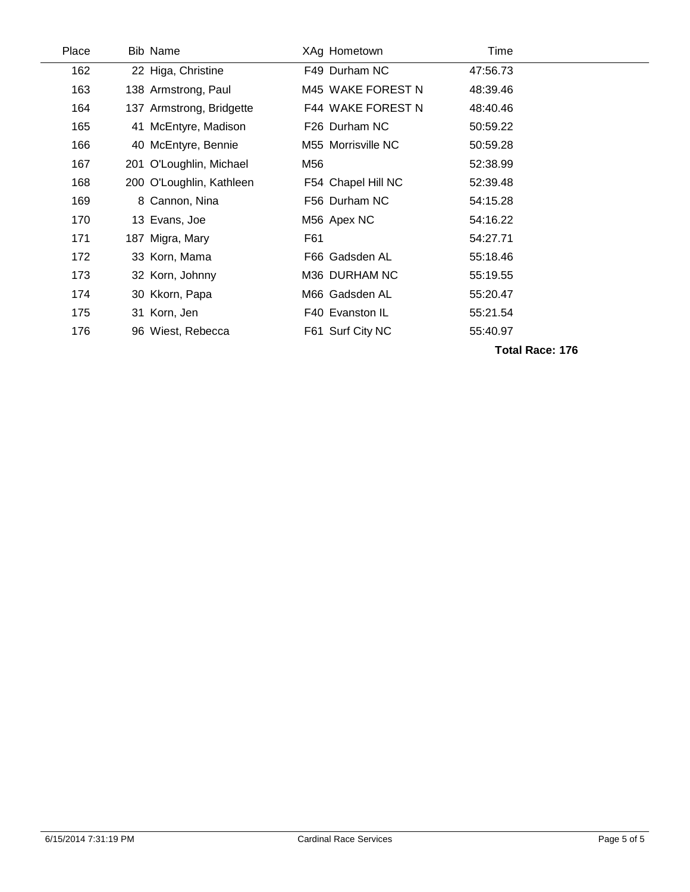| Place | Bib | Name | XAg | Hometown | Time |
|---|---|---|---|---|---|
| 162 | 22 | Higa, Christine | F49 | Durham NC | 47:56.73 |
| 163 | 138 | Armstrong, Paul | M45 | WAKE FOREST N | 48:39.46 |
| 164 | 137 | Armstrong, Bridgette | F44 | WAKE FOREST N | 48:40.46 |
| 165 | 41 | McEntyre, Madison | F26 | Durham NC | 50:59.22 |
| 166 | 40 | McEntyre, Bennie | M55 | Morrisville NC | 50:59.28 |
| 167 | 201 | O'Loughlin, Michael | M56 | | 52:38.99 |
| 168 | 200 | O'Loughlin, Kathleen | F54 | Chapel Hill NC | 52:39.48 |
| 169 | 8 | Cannon, Nina | F56 | Durham NC | 54:15.28 |
| 170 | 13 | Evans, Joe | M56 | Apex NC | 54:16.22 |
| 171 | 187 | Migra, Mary | F61 | | 54:27.71 |
| 172 | 33 | Korn, Mama | F66 | Gadsden AL | 55:18.46 |
| 173 | 32 | Korn, Johnny | M36 | DURHAM NC | 55:19.55 |
| 174 | 30 | Kkorn, Papa | M66 | Gadsden AL | 55:20.47 |
| 175 | 31 | Korn, Jen | F40 | Evanston IL | 55:21.54 |
| 176 | 96 | Wiest, Rebecca | F61 | Surf City NC | 55:40.97 |

**Total Race: 176**

6/15/2014 7:31:19 PM

Cardinal Race Services